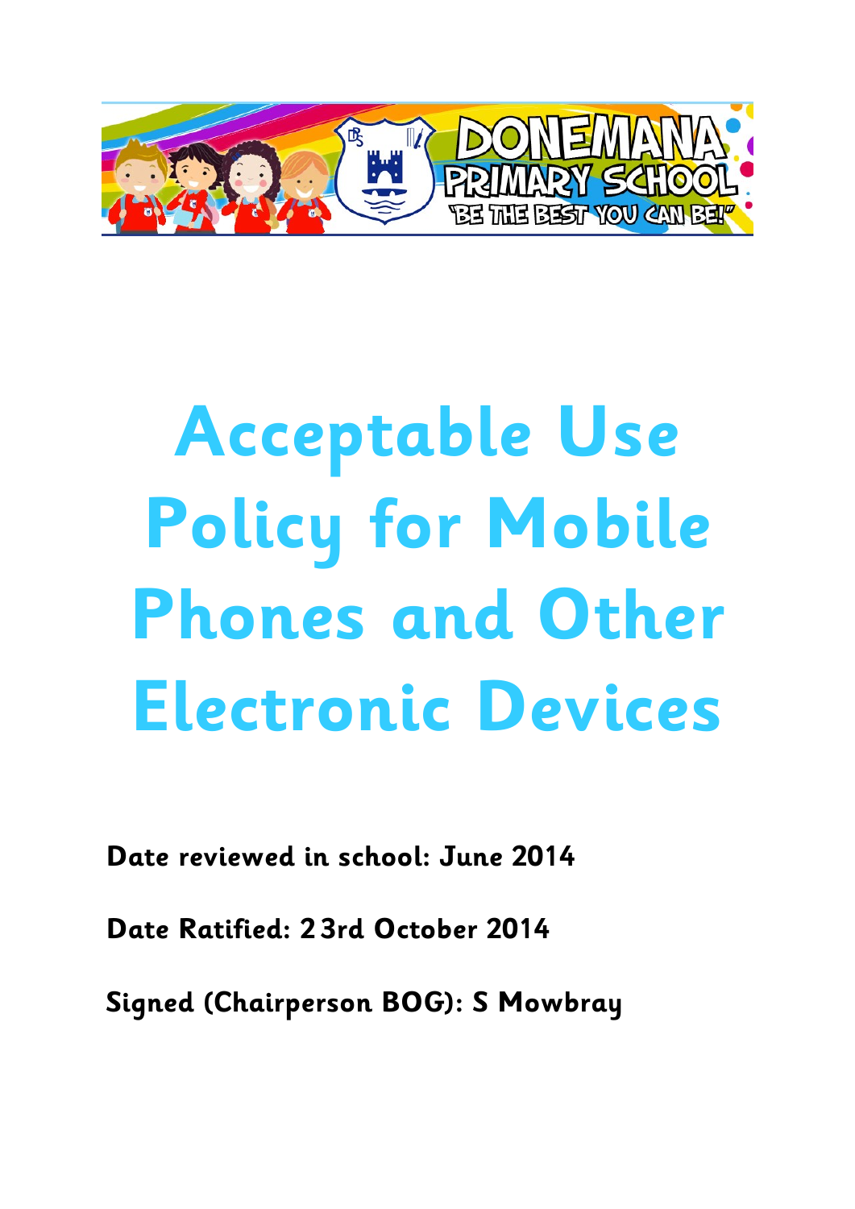DONEMANA PRIMARY SCHOOL

"BE THE BEST YOU CAN BE!"

# Acceptable Use Policy for Mobile Phones and Other Electronic Devices

**Date reviewed in school: June 2014**

**Date Ratified: 23rd October 2014**

**Signed (Chairperson BOG): S Mowbray**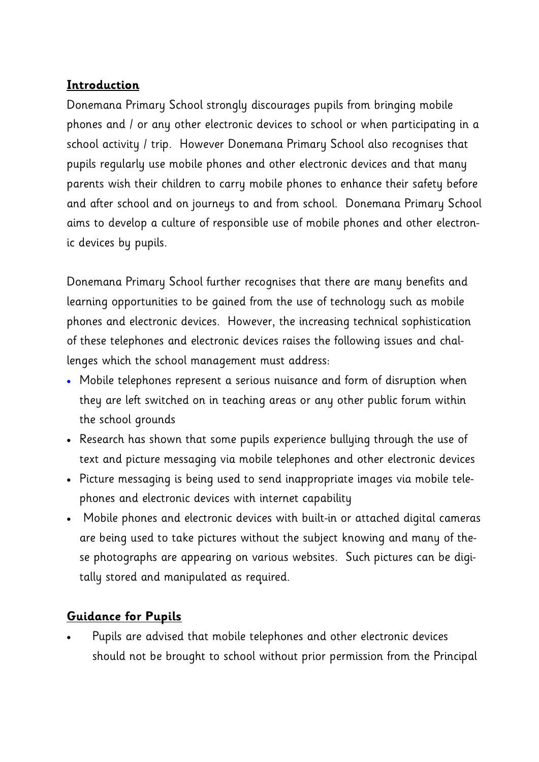## Introduction

Donemana Primary School strongly discourages pupils from bringing mobile phones and / or any other electronic devices to school or when participating in a school activity / trip. However Donemana Primary School also recognises that pupils regularly use mobile phones and other electronic devices and that many parents wish their children to carry mobile phones to enhance their safety before and after school and on journeys to and from school. Donemana Primary School aims to develop a culture of responsible use of mobile phones and other electronic devices by pupils.

Donemana Primary School further recognises that there are many benefits and learning opportunities to be gained from the use of technology such as mobile phones and electronic devices. However, the increasing technical sophistication of these telephones and electronic devices raises the following issues and challenges which the school management must address:

- Mobile telephones represent a serious nuisance and form of disruption when they are left switched on in teaching areas or any other public forum within the school grounds
- Research has shown that some pupils experience bullying through the use of text and picture messaging via mobile telephones and other electronic devices
- Picture messaging is being used to send inappropriate images via mobile telephones and electronic devices with internet capability
- Mobile phones and electronic devices with built-in or attached digital cameras are being used to take pictures without the subject knowing and many of these photographs are appearing on various websites. Such pictures can be digitally stored and manipulated as required.

## Guidance for Pupils

- Pupils are advised that mobile telephones and other electronic devices should not be brought to school without prior permission from the Principal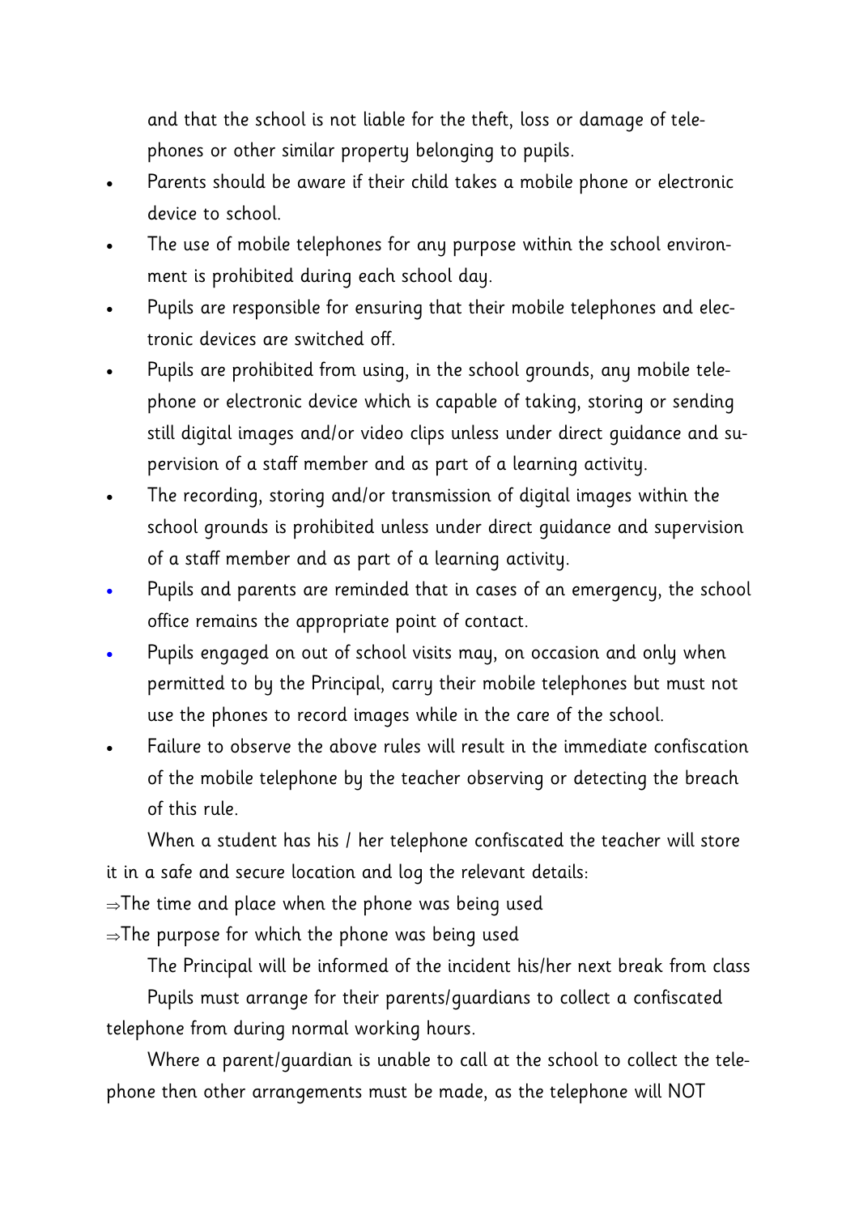and that the school is not liable for the theft, loss or damage of telephones or other similar property belonging to pupils.

- Parents should be aware if their child takes a mobile phone or electronic device to school.
- The use of mobile telephones for any purpose within the school environment is prohibited during each school day.
- Pupils are responsible for ensuring that their mobile telephones and electronic devices are switched off.
- Pupils are prohibited from using, in the school grounds, any mobile telephone or electronic device which is capable of taking, storing or sending still digital images and/or video clips unless under direct guidance and supervision of a staff member and as part of a learning activity.
- The recording, storing and/or transmission of digital images within the school grounds is prohibited unless under direct guidance and supervision of a staff member and as part of a learning activity.
- Pupils and parents are reminded that in cases of an emergency, the school office remains the appropriate point of contact.
- Pupils engaged on out of school visits may, on occasion and only when permitted to by the Principal, carry their mobile telephones but must not use the phones to record images while in the care of the school.
- Failure to observe the above rules will result in the immediate confiscation of the mobile telephone by the teacher observing or detecting the breach of this rule.

When a student has his / her telephone confiscated the teacher will store it in a safe and secure location and log the relevant details:

⇒The time and place when the phone was being used

⇒The purpose for which the phone was being used

The Principal will be informed of the incident his/her next break from class

Pupils must arrange for their parents/guardians to collect a confiscated telephone from during normal working hours.

Where a parent/guardian is unable to call at the school to collect the telephone then other arrangements must be made, as the telephone will NOT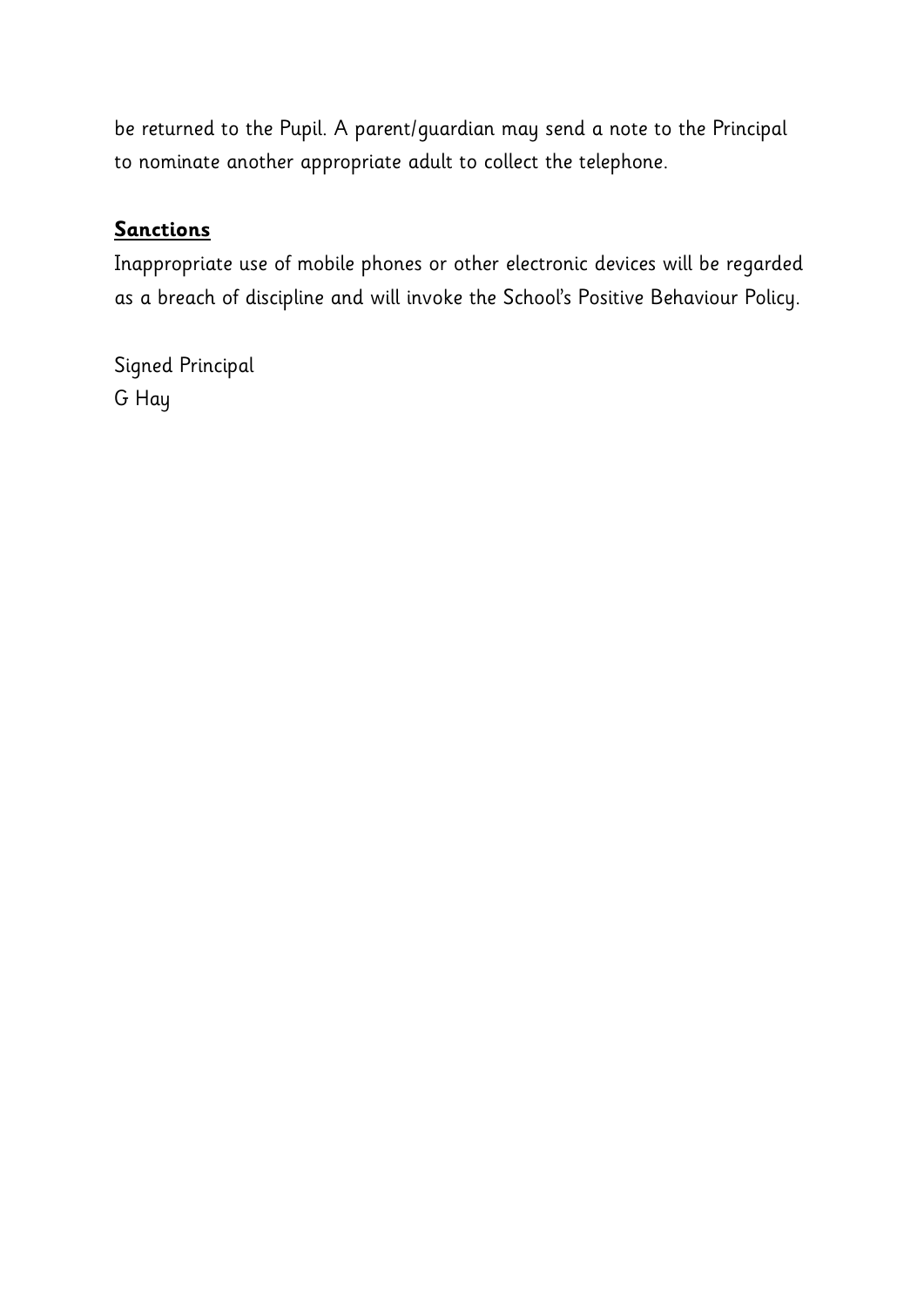be returned to the Pupil. A parent/guardian may send a note to the Principal to nominate another appropriate adult to collect the telephone.

## **Sanctions**

Inappropriate use of mobile phones or other electronic devices will be regarded as a breach of discipline and will invoke the School's Positive Behaviour Policy.

Signed Principal
G Hay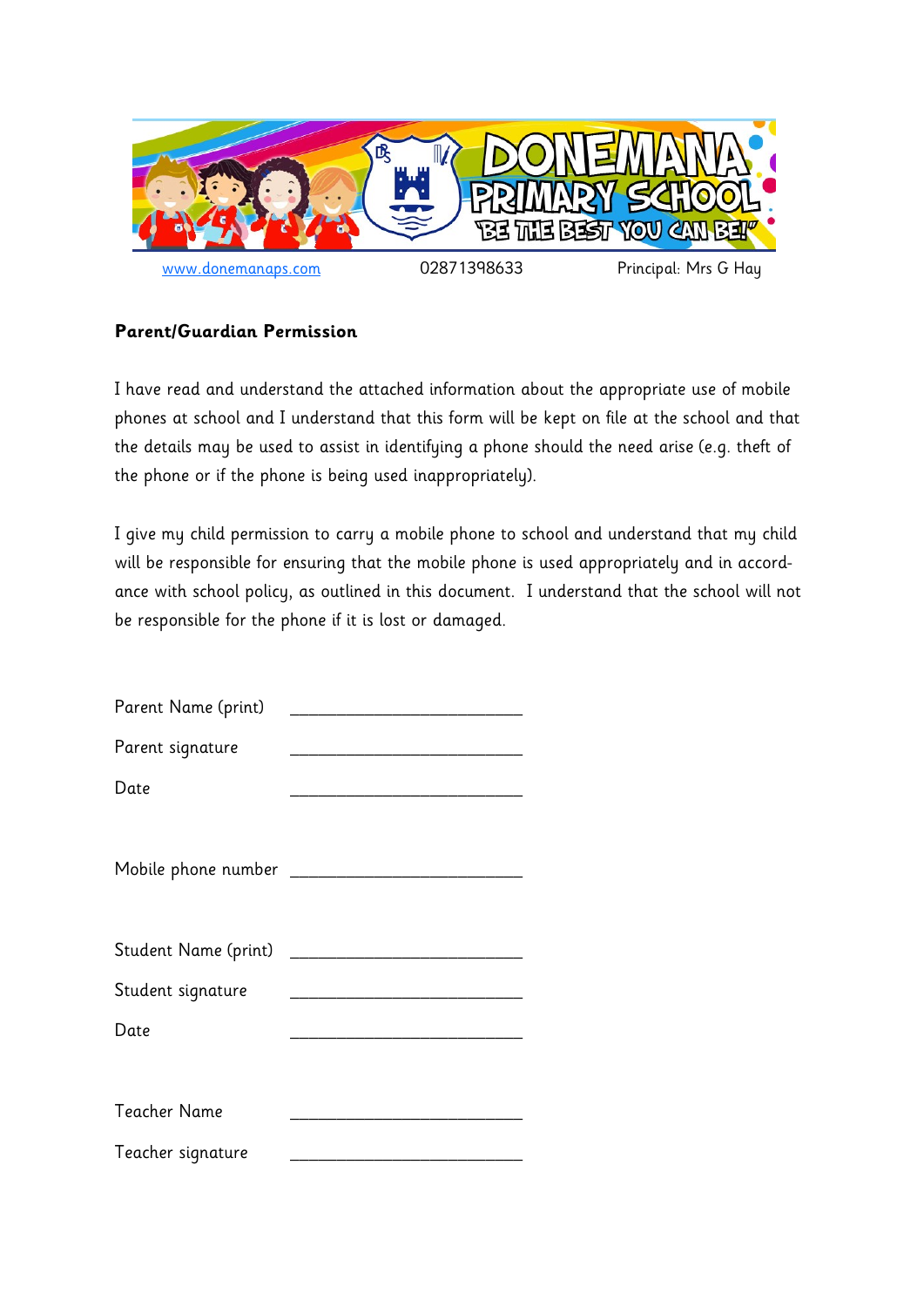www.donemanaps.com 02871398633 Principal: Mrs G Hay

**Parent/Guardian Permission**

I have read and understand the attached information about the appropriate use of mobile phones at school and I understand that this form will be kept on file at the school and that the details may be used to assist in identifying a phone should the need arise (e.g. theft of the phone or if the phone is being used inappropriately).

I give my child permission to carry a mobile phone to school and understand that my child will be responsible for ensuring that the mobile phone is used appropriately and in accordance with school policy, as outlined in this document. I understand that the school will not be responsible for the phone if it is lost or damaged.

Parent Name (print) ___________________________

Parent signature ___________________________

Date ___________________________

Mobile phone number ___________________________

Student Name (print) ___________________________

Student signature ___________________________

Date ___________________________

Teacher Name ___________________________

Teacher signature ___________________________